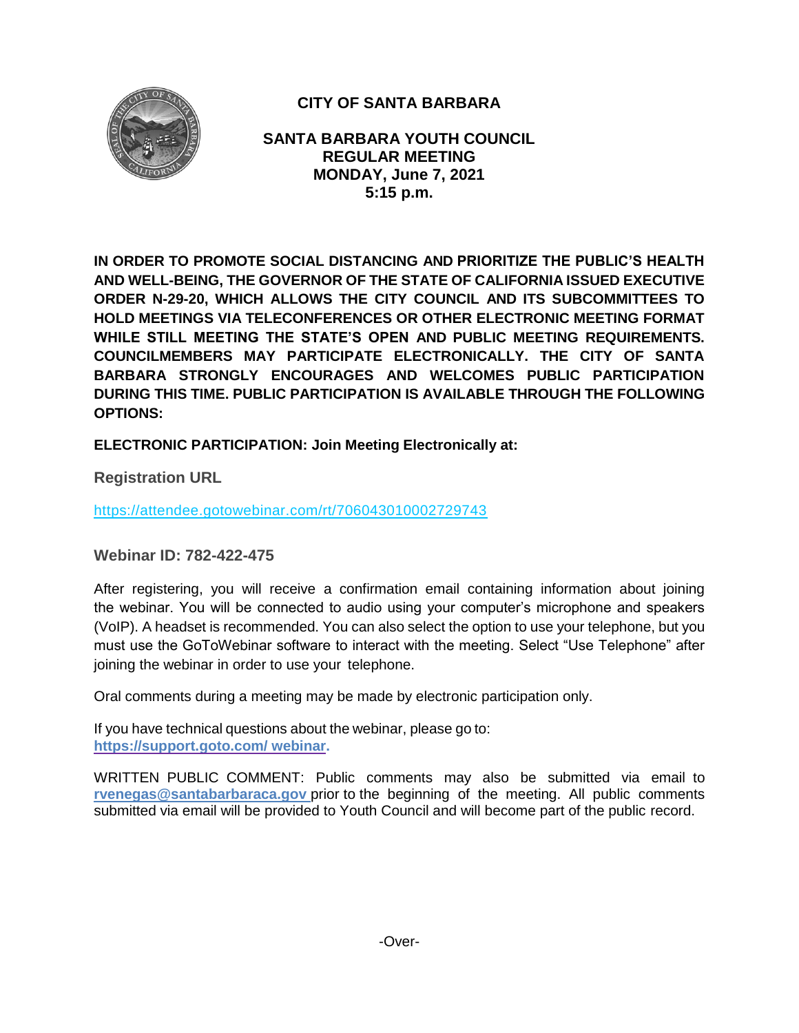# CITY OF SANTA BARBARA

## SANTA BARBARA YOUTH COUNCIL
## REGULAR MEETING
## MONDAY, June 7, 2021
## 5:15 p.m.

**IN ORDER TO PROMOTE SOCIAL DISTANCING AND PRIORITIZE THE PUBLIC'S HEALTH AND WELL-BEING, THE GOVERNOR OF THE STATE OF CALIFORNIA ISSUED EXECUTIVE ORDER N-29-20, WHICH ALLOWS THE CITY COUNCIL AND ITS SUBCOMMITTEES TO HOLD MEETINGS VIA TELECONFERENCES OR OTHER ELECTRONIC MEETING FORMAT WHILE STILL MEETING THE STATE'S OPEN AND PUBLIC MEETING REQUIREMENTS. COUNCILMEMBERS MAY PARTICIPATE ELECTRONICALLY. THE CITY OF SANTA BARBARA STRONGLY ENCOURAGES AND WELCOMES PUBLIC PARTICIPATION DURING THIS TIME. PUBLIC PARTICIPATION IS AVAILABLE THROUGH THE FOLLOWING OPTIONS:**

**ELECTRONIC PARTICIPATION: Join Meeting Electronically at:**

**Registration URL**

https://attendee.gotowebinar.com/rt/706043010002729743

**Webinar ID: 782-422-475**

After registering, you will receive a confirmation email containing information about joining the webinar. You will be connected to audio using your computer's microphone and speakers (VoIP). A headset is recommended. You can also select the option to use your telephone, but you must use the GoToWebinar software to interact with the meeting. Select "Use Telephone" after joining the webinar in order to use your telephone.

Oral comments during a meeting may be made by electronic participation only.

If you have technical questions about the webinar, please go to: **https://support.goto.com/ webinar.**

WRITTEN PUBLIC COMMENT: Public comments may also be submitted via email to **rvenegas@santabarbaraca.gov** prior to the beginning of the meeting. All public comments submitted via email will be provided to Youth Council and will become part of the public record.

-Over-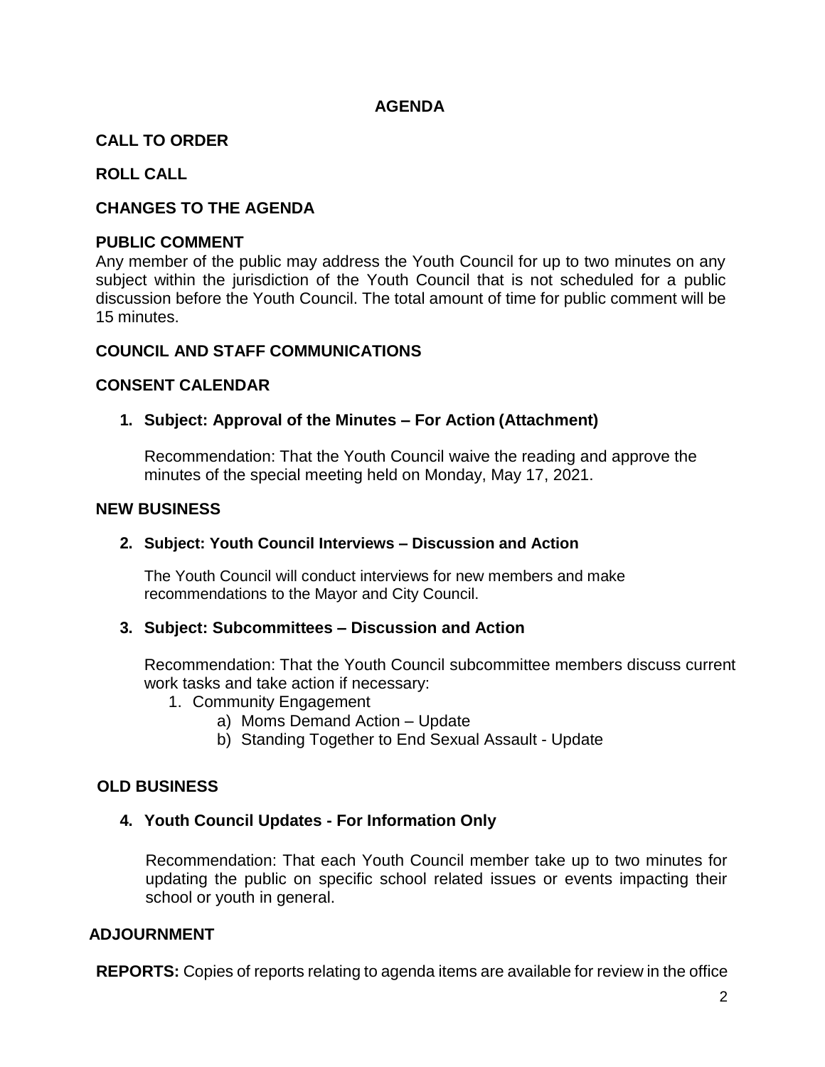# AGENDA

## CALL TO ORDER

## ROLL CALL

## CHANGES TO THE AGENDA

## PUBLIC COMMENT

Any member of the public may address the Youth Council for up to two minutes on any subject within the jurisdiction of the Youth Council that is not scheduled for a public discussion before the Youth Council. The total amount of time for public comment will be 15 minutes.

## COUNCIL AND STAFF COMMUNICATIONS

## CONSENT CALENDAR

**1. Subject: Approval of the Minutes – For Action (Attachment)**

Recommendation: That the Youth Council waive the reading and approve the minutes of the special meeting held on Monday, May 17, 2021.

## NEW BUSINESS

**2. Subject: Youth Council Interviews – Discussion and Action**

The Youth Council will conduct interviews for new members and make recommendations to the Mayor and City Council.

**3. Subject: Subcommittees – Discussion and Action**

Recommendation: That the Youth Council subcommittee members discuss current work tasks and take action if necessary:

1. Community Engagement
   - a) Moms Demand Action – Update
   - b) Standing Together to End Sexual Assault - Update

## OLD BUSINESS

**4. Youth Council Updates - For Information Only**

Recommendation: That each Youth Council member take up to two minutes for updating the public on specific school related issues or events impacting their school or youth in general.

## ADJOURNMENT

**REPORTS:** Copies of reports relating to agenda items are available for review in the office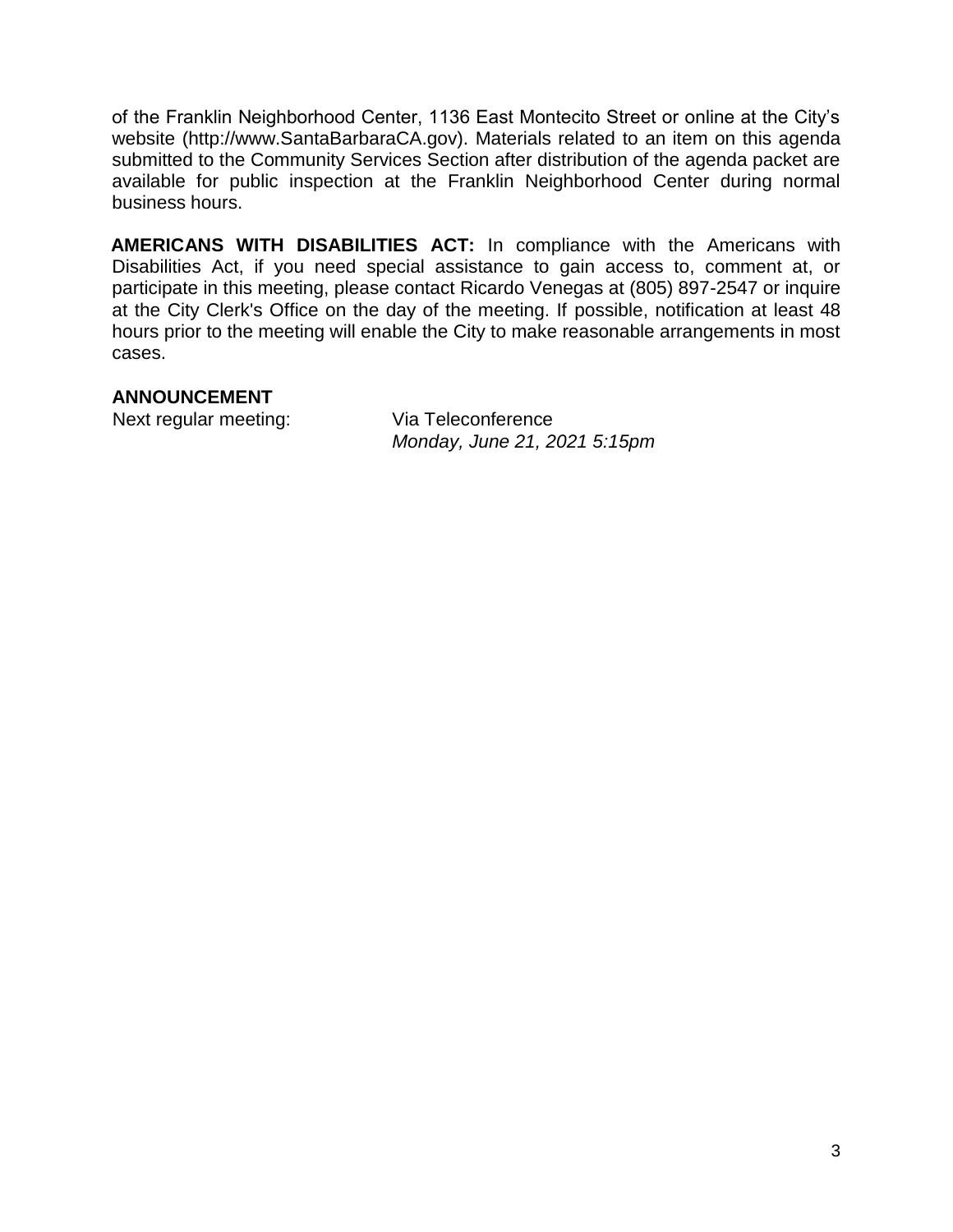of the Franklin Neighborhood Center, 1136 East Montecito Street or online at the City's website (http://www.SantaBarbaraCA.gov). Materials related to an item on this agenda submitted to the Community Services Section after distribution of the agenda packet are available for public inspection at the Franklin Neighborhood Center during normal business hours.

**AMERICANS WITH DISABILITIES ACT:** In compliance with the Americans with Disabilities Act, if you need special assistance to gain access to, comment at, or participate in this meeting, please contact Ricardo Venegas at (805) 897-2547 or inquire at the City Clerk's Office on the day of the meeting. If possible, notification at least 48 hours prior to the meeting will enable the City to make reasonable arrangements in most cases.

**ANNOUNCEMENT**

Next regular meeting: Via Teleconference
*Monday, June 21, 2021 5:15pm*